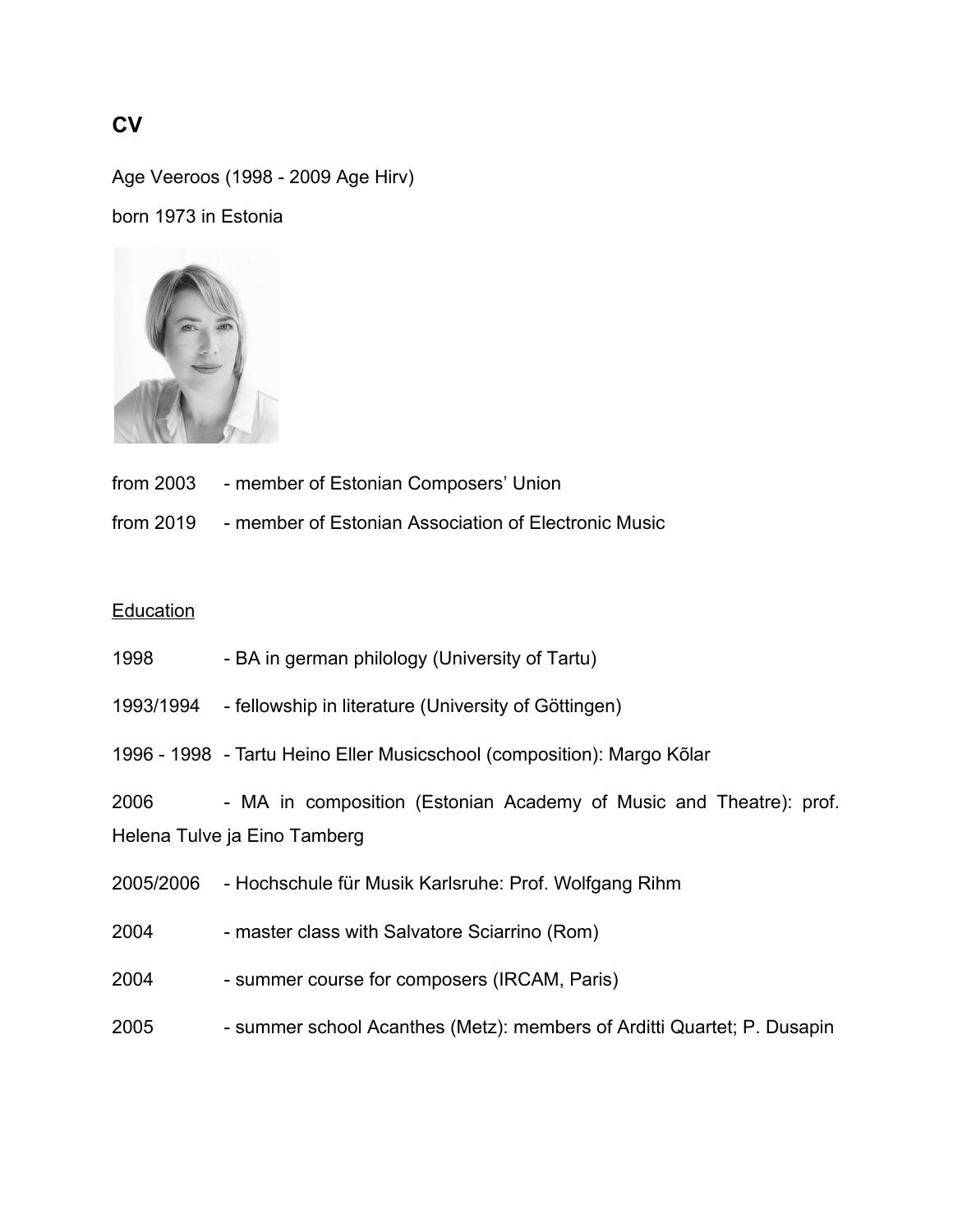# CV

Age Veeroos (1998 - 2009 Age Hirv)

born 1973 in Estonia

from 2003 - member of Estonian Composers' Union

from 2019 - member of Estonian Association of Electronic Music

## Education

1998 - BA in german philology (University of Tartu)

1993/1994 - fellowship in literature (University of Göttingen)

1996 - 1998 - Tartu Heino Eller Musicschool (composition): Margo Kõlar

2006 - MA in composition (Estonian Academy of Music and Theatre): prof. Helena Tulve ja Eino Tamberg

2005/2006 - Hochschule für Musik Karlsruhe: Prof. Wolfgang Rihm

2004 - master class with Salvatore Sciarrino (Rom)

2004 - summer course for composers (IRCAM, Paris)

2005 - summer school Acanthes (Metz): members of Arditti Quartet; P. Dusapin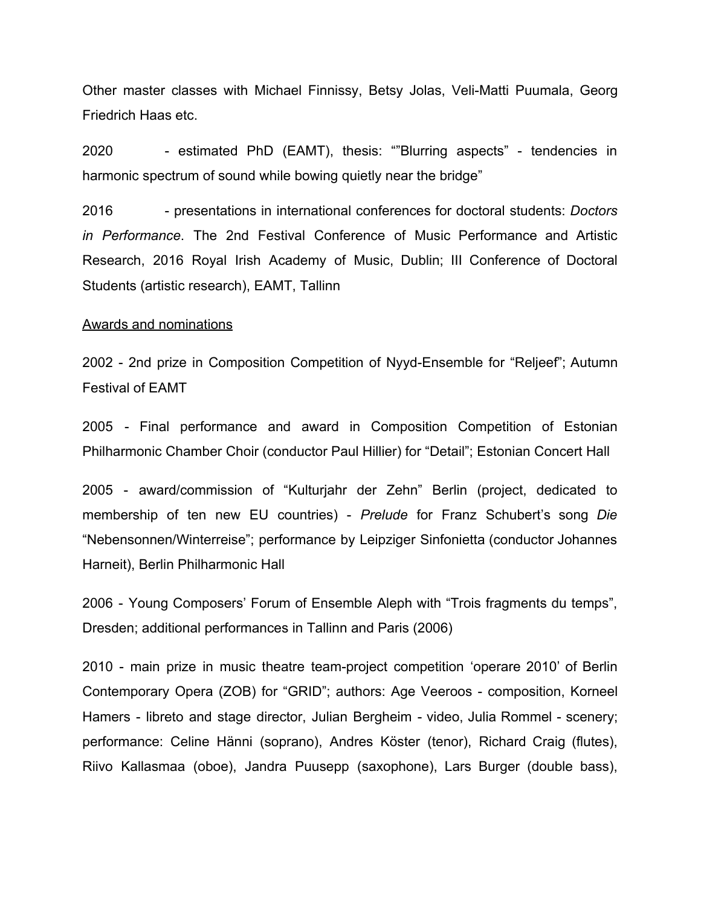Other master classes with Michael Finnissy, Betsy Jolas, Veli-Matti Puumala, Georg Friedrich Haas etc.

2020 - estimated PhD (EAMT), thesis: “”Blurring aspects” - tendencies in harmonic spectrum of sound while bowing quietly near the bridge”

2016 - presentations in international conferences for doctoral students: *Doctors in Performance*. The 2nd Festival Conference of Music Performance and Artistic Research, 2016 Royal Irish Academy of Music, Dublin; III Conference of Doctoral Students (artistic research), EAMT, Tallinn

Awards and nominations

2002 - 2nd prize in Composition Competition of Nyyd-Ensemble for “Reljeef”; Autumn Festival of EAMT

2005 - Final performance and award in Composition Competition of Estonian Philharmonic Chamber Choir (conductor Paul Hillier) for “Detail”; Estonian Concert Hall

2005 - award/commission of “Kulturjahr der Zehn” Berlin (project, dedicated to membership of ten new EU countries) - *Prelude* for Franz Schubert’s song *Die* “Nebensonnen/Winterreise”; performance by Leipziger Sinfonietta (conductor Johannes Harneit), Berlin Philharmonic Hall

2006 - Young Composers’ Forum of Ensemble Aleph with “Trois fragments du temps”, Dresden; additional performances in Tallinn and Paris (2006)

2010 - main prize in music theatre team-project competition ‘operare 2010’ of Berlin Contemporary Opera (ZOB) for “GRID”; authors: Age Veeroos - composition, Korneel Hamers - libreto and stage director, Julian Bergheim - video, Julia Rommel - scenery; performance: Celine Hänni (soprano), Andres Köster (tenor), Richard Craig (flutes), Riivo Kallasmaa (oboe), Jandra Puusepp (saxophone), Lars Burger (double bass),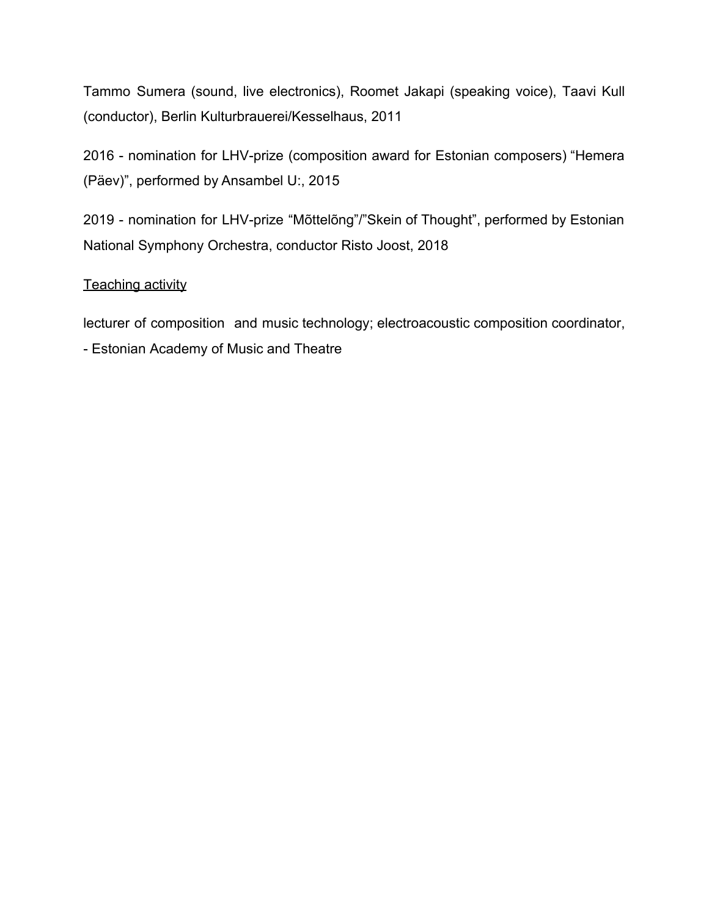Tammo Sumera (sound, live electronics), Roomet Jakapi (speaking voice), Taavi Kull (conductor), Berlin Kulturbrauerei/Kesselhaus, 2011

2016 - nomination for LHV-prize (composition award for Estonian composers) “Hemera (Päev)”, performed by Ansambel U:, 2015

2019 - nomination for LHV-prize “Mõttelõng”/”Skein of Thought”, performed by Estonian National Symphony Orchestra, conductor Risto Joost, 2018

<u>Teaching activity</u>

lecturer of composition and music technology; electroacoustic composition coordinator, - Estonian Academy of Music and Theatre